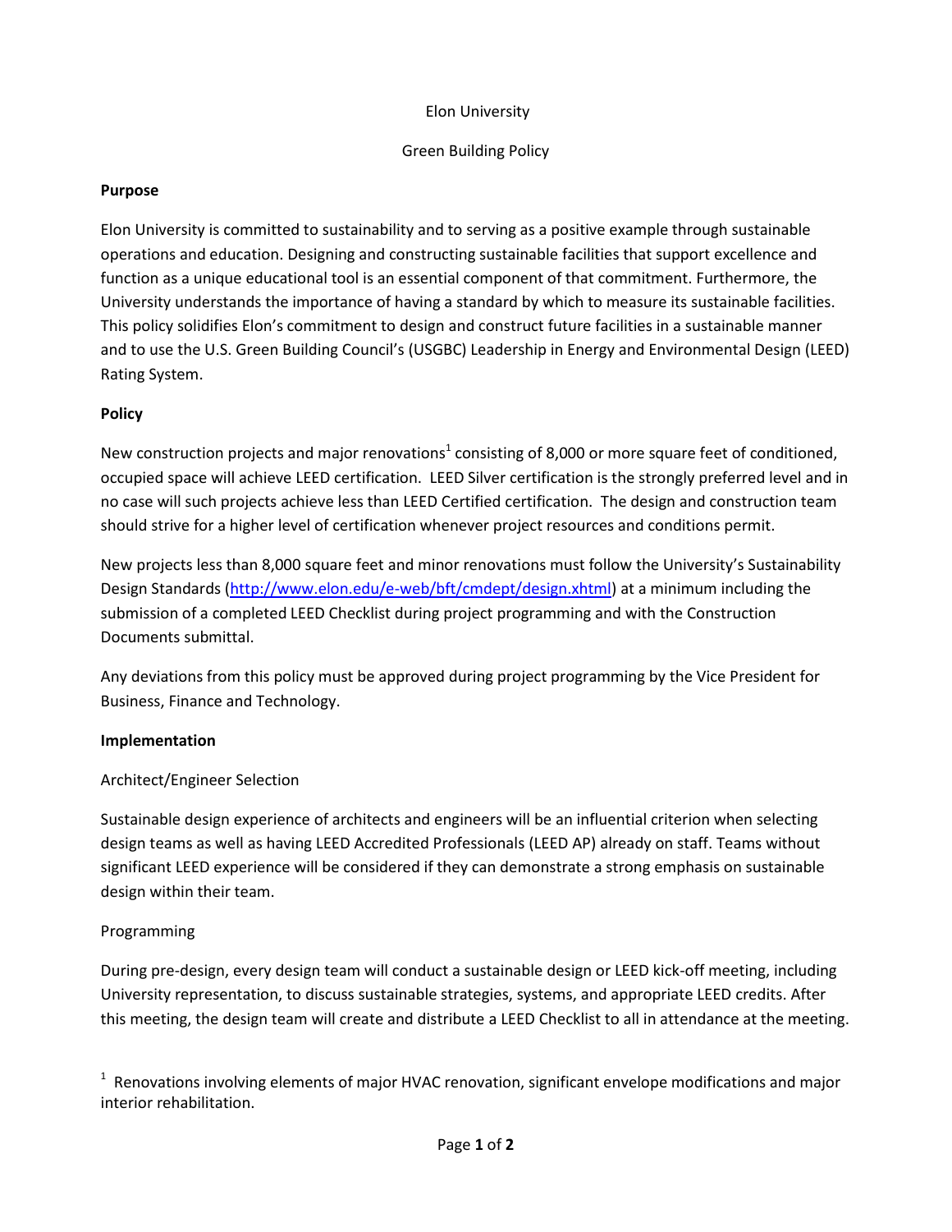Elon University

Green Building Policy

**Purpose**

Elon University is committed to sustainability and to serving as a positive example through sustainable operations and education. Designing and constructing sustainable facilities that support excellence and function as a unique educational tool is an essential component of that commitment. Furthermore, the University understands the importance of having a standard by which to measure its sustainable facilities. This policy solidifies Elon's commitment to design and construct future facilities in a sustainable manner and to use the U.S. Green Building Council's (USGBC) Leadership in Energy and Environmental Design (LEED) Rating System.

**Policy**

New construction projects and major renovations[1] consisting of 8,000 or more square feet of conditioned, occupied space will achieve LEED certification. LEED Silver certification is the strongly preferred level and in no case will such projects achieve less than LEED Certified certification. The design and construction team should strive for a higher level of certification whenever project resources and conditions permit.

New projects less than 8,000 square feet and minor renovations must follow the University's Sustainability Design Standards ([http://www.elon.edu/e-web/bft/cmdept/design.xhtml](http://www.elon.edu/e-web/bft/cmdept/design.xhtml)) at a minimum including the submission of a completed LEED Checklist during project programming and with the Construction Documents submittal.

Any deviations from this policy must be approved during project programming by the Vice President for Business, Finance and Technology.

**Implementation**

Architect/Engineer Selection

Sustainable design experience of architects and engineers will be an influential criterion when selecting design teams as well as having LEED Accredited Professionals (LEED AP) already on staff. Teams without significant LEED experience will be considered if they can demonstrate a strong emphasis on sustainable design within their team.

Programming

During pre-design, every design team will conduct a sustainable design or LEED kick-off meeting, including University representation, to discuss sustainable strategies, systems, and appropriate LEED credits. After this meeting, the design team will create and distribute a LEED Checklist to all in attendance at the meeting.

[1] Renovations involving elements of major HVAC renovation, significant envelope modifications and major interior rehabilitation.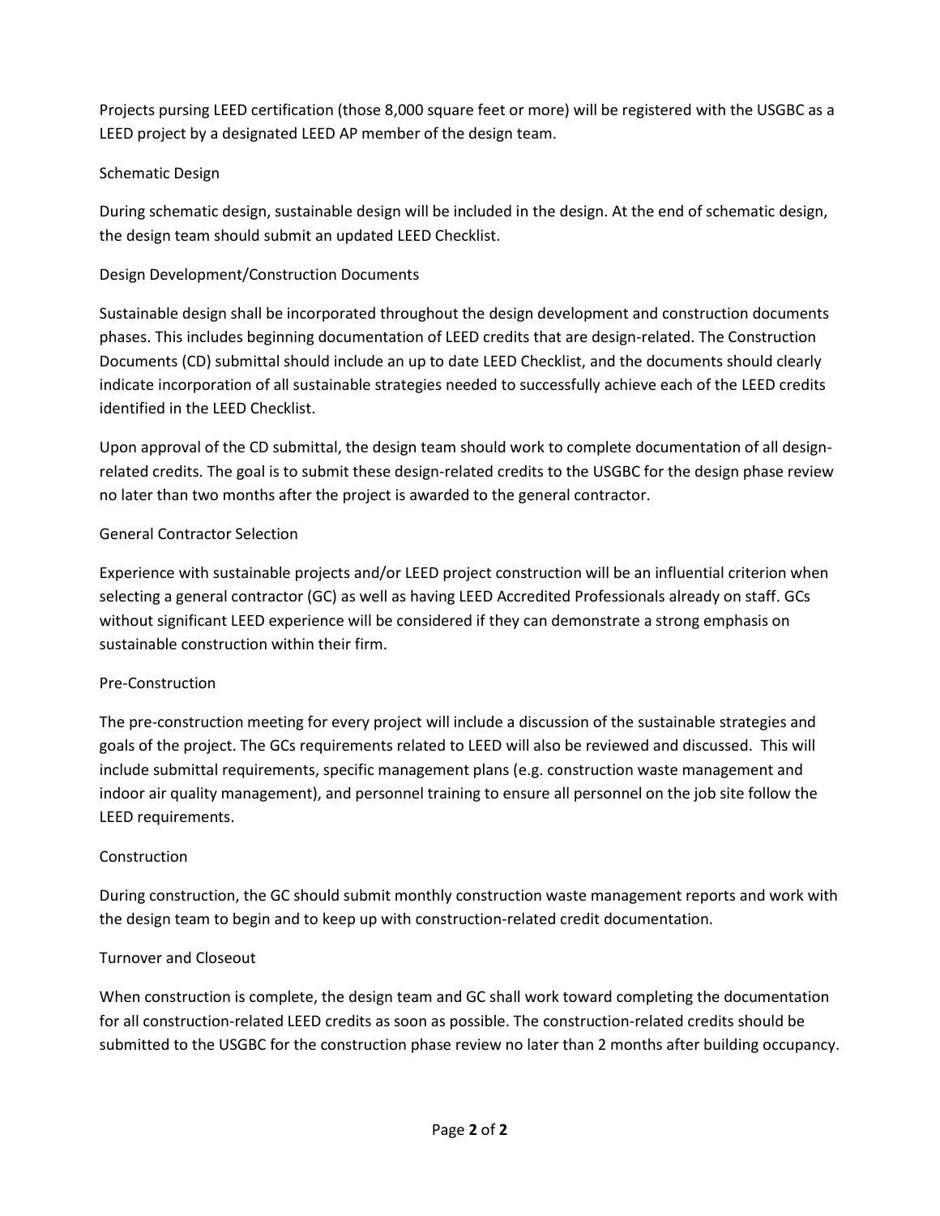Projects pursing LEED certification (those 8,000 square feet or more) will be registered with the USGBC as a LEED project by a designated LEED AP member of the design team.

## Schematic Design

During schematic design, sustainable design will be included in the design. At the end of schematic design, the design team should submit an updated LEED Checklist.

## Design Development/Construction Documents

Sustainable design shall be incorporated throughout the design development and construction documents phases. This includes beginning documentation of LEED credits that are design-related. The Construction Documents (CD) submittal should include an up to date LEED Checklist, and the documents should clearly indicate incorporation of all sustainable strategies needed to successfully achieve each of the LEED credits identified in the LEED Checklist.

Upon approval of the CD submittal, the design team should work to complete documentation of all design-related credits. The goal is to submit these design-related credits to the USGBC for the design phase review no later than two months after the project is awarded to the general contractor.

## General Contractor Selection

Experience with sustainable projects and/or LEED project construction will be an influential criterion when selecting a general contractor (GC) as well as having LEED Accredited Professionals already on staff. GCs without significant LEED experience will be considered if they can demonstrate a strong emphasis on sustainable construction within their firm.

## Pre-Construction

The pre-construction meeting for every project will include a discussion of the sustainable strategies and goals of the project. The GCs requirements related to LEED will also be reviewed and discussed. This will include submittal requirements, specific management plans (e.g. construction waste management and indoor air quality management), and personnel training to ensure all personnel on the job site follow the LEED requirements.

## Construction

During construction, the GC should submit monthly construction waste management reports and work with the design team to begin and to keep up with construction-related credit documentation.

## Turnover and Closeout

When construction is complete, the design team and GC shall work toward completing the documentation for all construction-related LEED credits as soon as possible. The construction-related credits should be submitted to the USGBC for the construction phase review no later than 2 months after building occupancy.